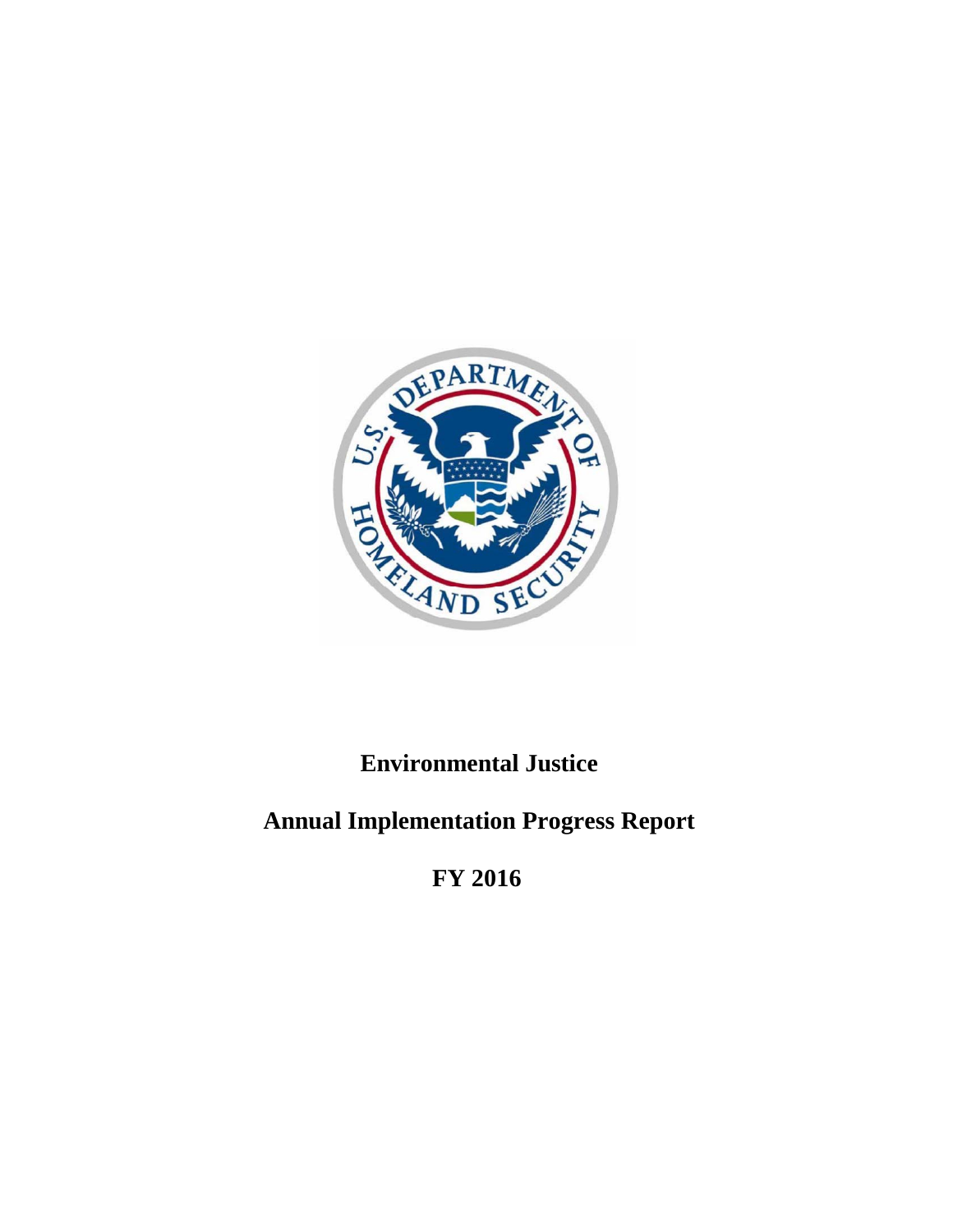# Environmental Justice

# Annual Implementation Progress Report

# FY 2016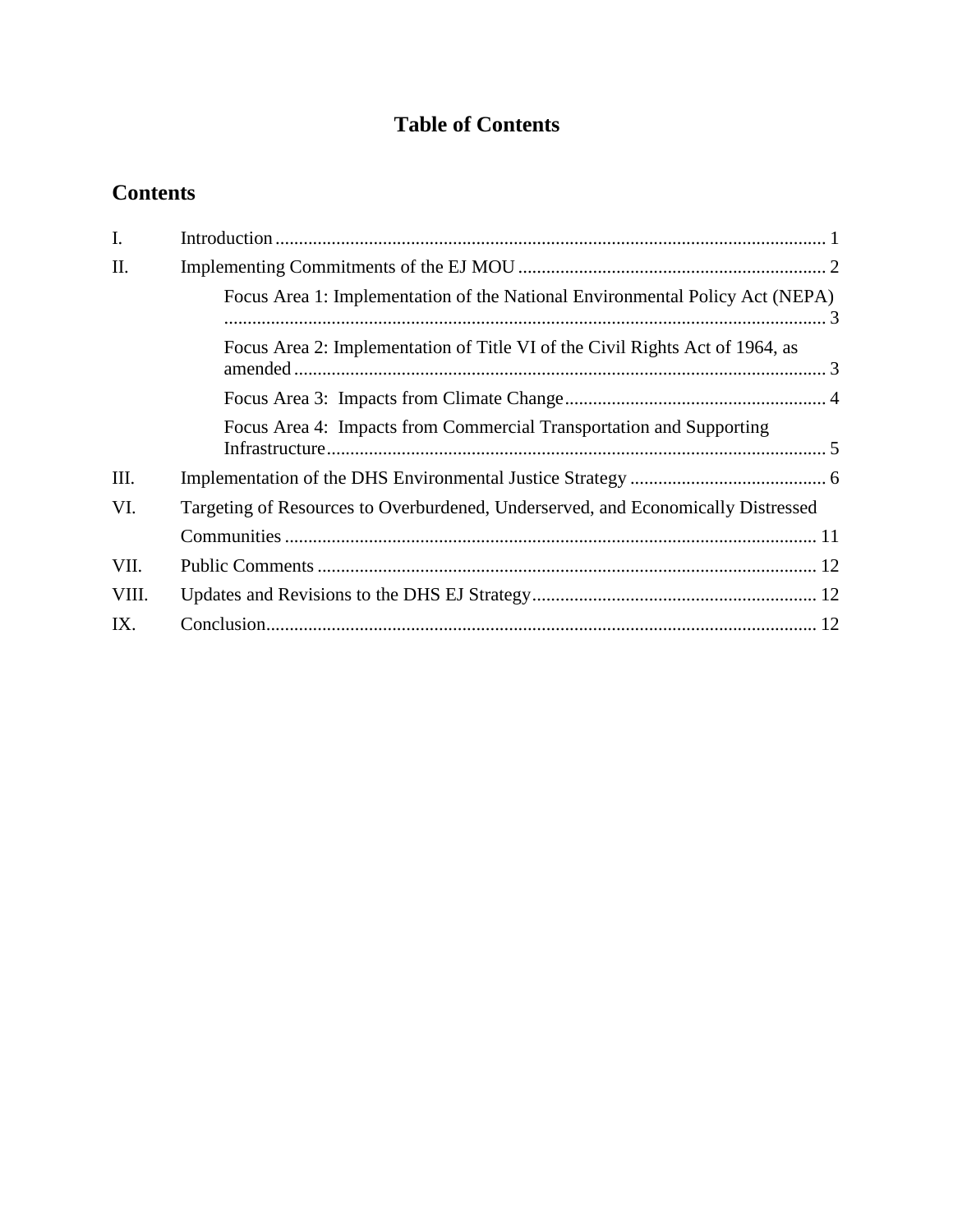# Table of Contents

## Contents

I. Introduction ..... 1

II. Implementing Commitments of the EJ MOU ..... 2

- Focus Area 1: Implementation of the National Environmental Policy Act (NEPA) ..... 3
- Focus Area 2: Implementation of Title VI of the Civil Rights Act of 1964, as amended ..... 3
- Focus Area 3: Impacts from Climate Change ..... 4
- Focus Area 4: Impacts from Commercial Transportation and Supporting Infrastructure ..... 5

III. Implementation of the DHS Environmental Justice Strategy ..... 6

VI. Targeting of Resources to Overburdened, Underserved, and Economically Distressed Communities ..... 11

VII. Public Comments ..... 12

VIII. Updates and Revisions to the DHS EJ Strategy ..... 12

IX. Conclusion ..... 12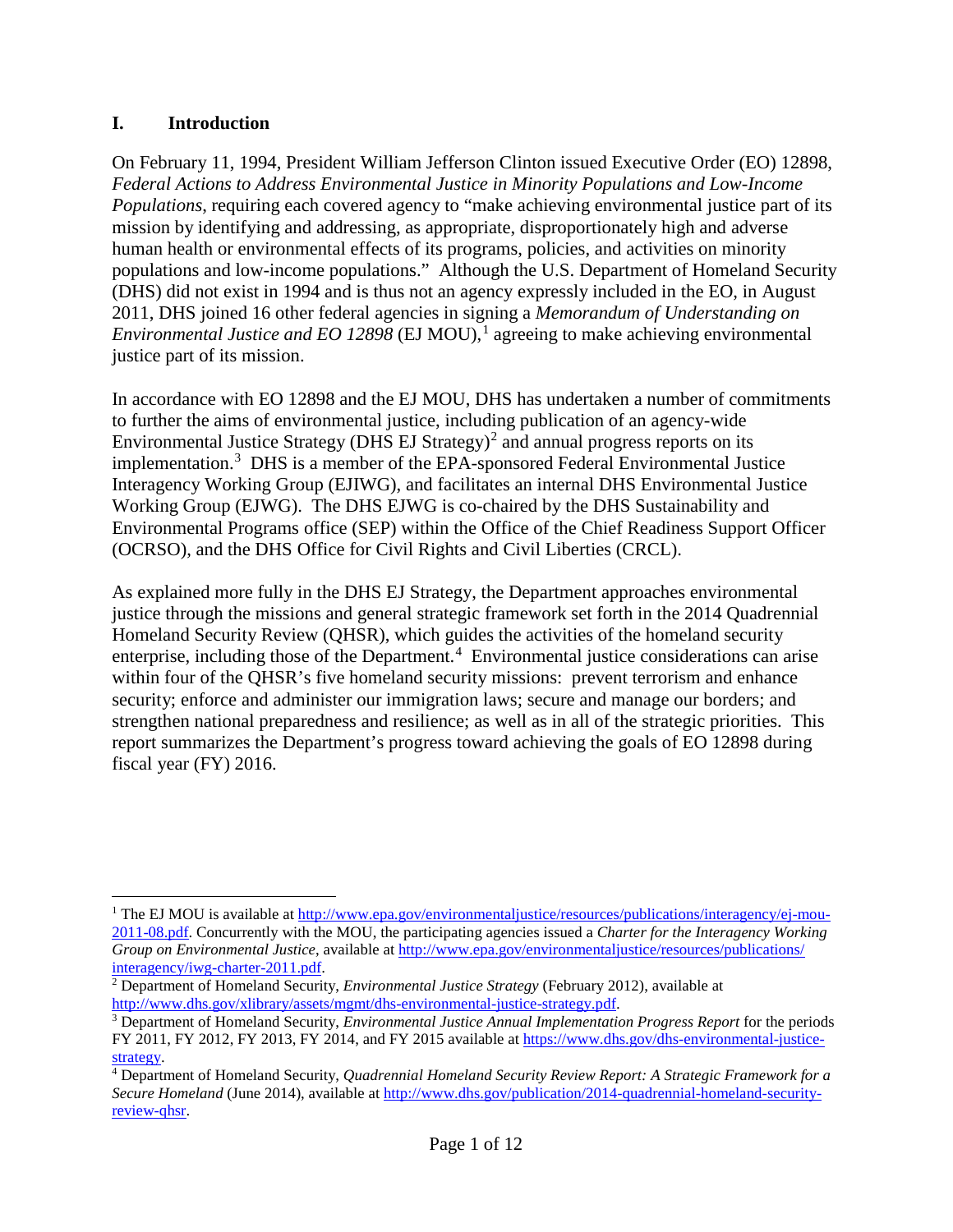## I. Introduction

On February 11, 1994, President William Jefferson Clinton issued Executive Order (EO) 12898, *Federal Actions to Address Environmental Justice in Minority Populations and Low-Income Populations*, requiring each covered agency to "make achieving environmental justice part of its mission by identifying and addressing, as appropriate, disproportionately high and adverse human health or environmental effects of its programs, policies, and activities on minority populations and low-income populations." Although the U.S. Department of Homeland Security (DHS) did not exist in 1994 and is thus not an agency expressly included in the EO, in August 2011, DHS joined 16 other federal agencies in signing a *Memorandum of Understanding on Environmental Justice and EO 12898* (EJ MOU),[1] agreeing to make achieving environmental justice part of its mission.

In accordance with EO 12898 and the EJ MOU, DHS has undertaken a number of commitments to further the aims of environmental justice, including publication of an agency-wide Environmental Justice Strategy (DHS EJ Strategy)[2] and annual progress reports on its implementation.[3] DHS is a member of the EPA-sponsored Federal Environmental Justice Interagency Working Group (EJIWG), and facilitates an internal DHS Environmental Justice Working Group (EJWG). The DHS EJWG is co-chaired by the DHS Sustainability and Environmental Programs office (SEP) within the Office of the Chief Readiness Support Officer (OCRSO), and the DHS Office for Civil Rights and Civil Liberties (CRCL).

As explained more fully in the DHS EJ Strategy, the Department approaches environmental justice through the missions and general strategic framework set forth in the 2014 Quadrennial Homeland Security Review (QHSR), which guides the activities of the homeland security enterprise, including those of the Department.[4] Environmental justice considerations can arise within four of the QHSR's five homeland security missions: prevent terrorism and enhance security; enforce and administer our immigration laws; secure and manage our borders; and strengthen national preparedness and resilience; as well as in all of the strategic priorities. This report summarizes the Department's progress toward achieving the goals of EO 12898 during fiscal year (FY) 2016.

---

[1] The EJ MOU is available at http://www.epa.gov/environmentaljustice/resources/publications/interagency/ej-mou-2011-08.pdf. Concurrently with the MOU, the participating agencies issued a *Charter for the Interagency Working Group on Environmental Justice*, available at http://www.epa.gov/environmentaljustice/resources/publications/interagency/iwg-charter-2011.pdf.

[2] Department of Homeland Security, *Environmental Justice Strategy* (February 2012), available at http://www.dhs.gov/xlibrary/assets/mgmt/dhs-environmental-justice-strategy.pdf.

[3] Department of Homeland Security, *Environmental Justice Annual Implementation Progress Report* for the periods FY 2011, FY 2012, FY 2013, FY 2014, and FY 2015 available at https://www.dhs.gov/dhs-environmental-justice-strategy.

[4] Department of Homeland Security, *Quadrennial Homeland Security Review Report: A Strategic Framework for a Secure Homeland* (June 2014), available at http://www.dhs.gov/publication/2014-quadrennial-homeland-security-review-qhsr.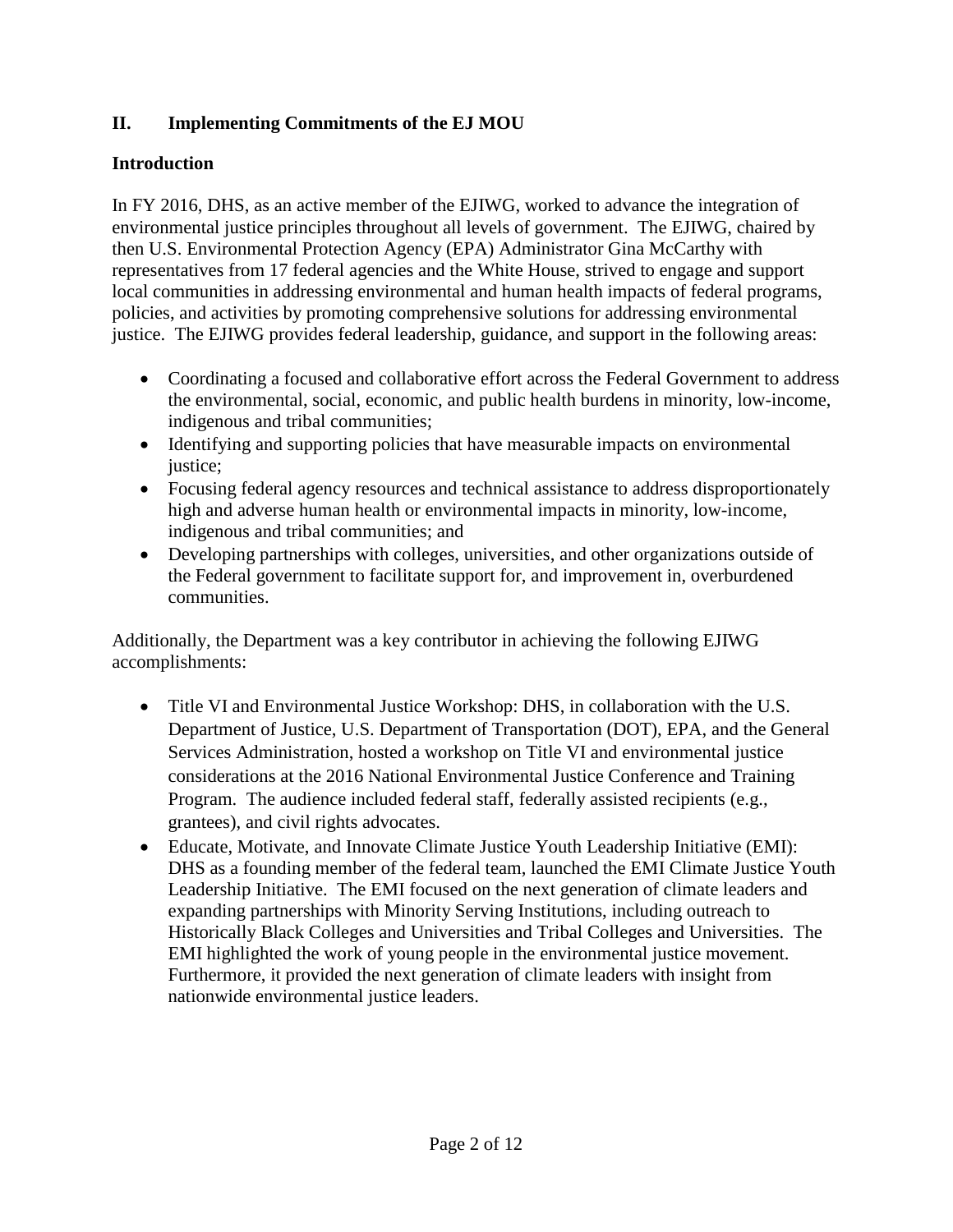## II. Implementing Commitments of the EJ MOU

### Introduction

In FY 2016, DHS, as an active member of the EJIWG, worked to advance the integration of environmental justice principles throughout all levels of government. The EJIWG, chaired by then U.S. Environmental Protection Agency (EPA) Administrator Gina McCarthy with representatives from 17 federal agencies and the White House, strived to engage and support local communities in addressing environmental and human health impacts of federal programs, policies, and activities by promoting comprehensive solutions for addressing environmental justice. The EJIWG provides federal leadership, guidance, and support in the following areas:

- Coordinating a focused and collaborative effort across the Federal Government to address the environmental, social, economic, and public health burdens in minority, low-income, indigenous and tribal communities;
- Identifying and supporting policies that have measurable impacts on environmental justice;
- Focusing federal agency resources and technical assistance to address disproportionately high and adverse human health or environmental impacts in minority, low-income, indigenous and tribal communities; and
- Developing partnerships with colleges, universities, and other organizations outside of the Federal government to facilitate support for, and improvement in, overburdened communities.

Additionally, the Department was a key contributor in achieving the following EJIWG accomplishments:

- Title VI and Environmental Justice Workshop: DHS, in collaboration with the U.S. Department of Justice, U.S. Department of Transportation (DOT), EPA, and the General Services Administration, hosted a workshop on Title VI and environmental justice considerations at the 2016 National Environmental Justice Conference and Training Program. The audience included federal staff, federally assisted recipients (e.g., grantees), and civil rights advocates.
- Educate, Motivate, and Innovate Climate Justice Youth Leadership Initiative (EMI): DHS as a founding member of the federal team, launched the EMI Climate Justice Youth Leadership Initiative. The EMI focused on the next generation of climate leaders and expanding partnerships with Minority Serving Institutions, including outreach to Historically Black Colleges and Universities and Tribal Colleges and Universities. The EMI highlighted the work of young people in the environmental justice movement. Furthermore, it provided the next generation of climate leaders with insight from nationwide environmental justice leaders.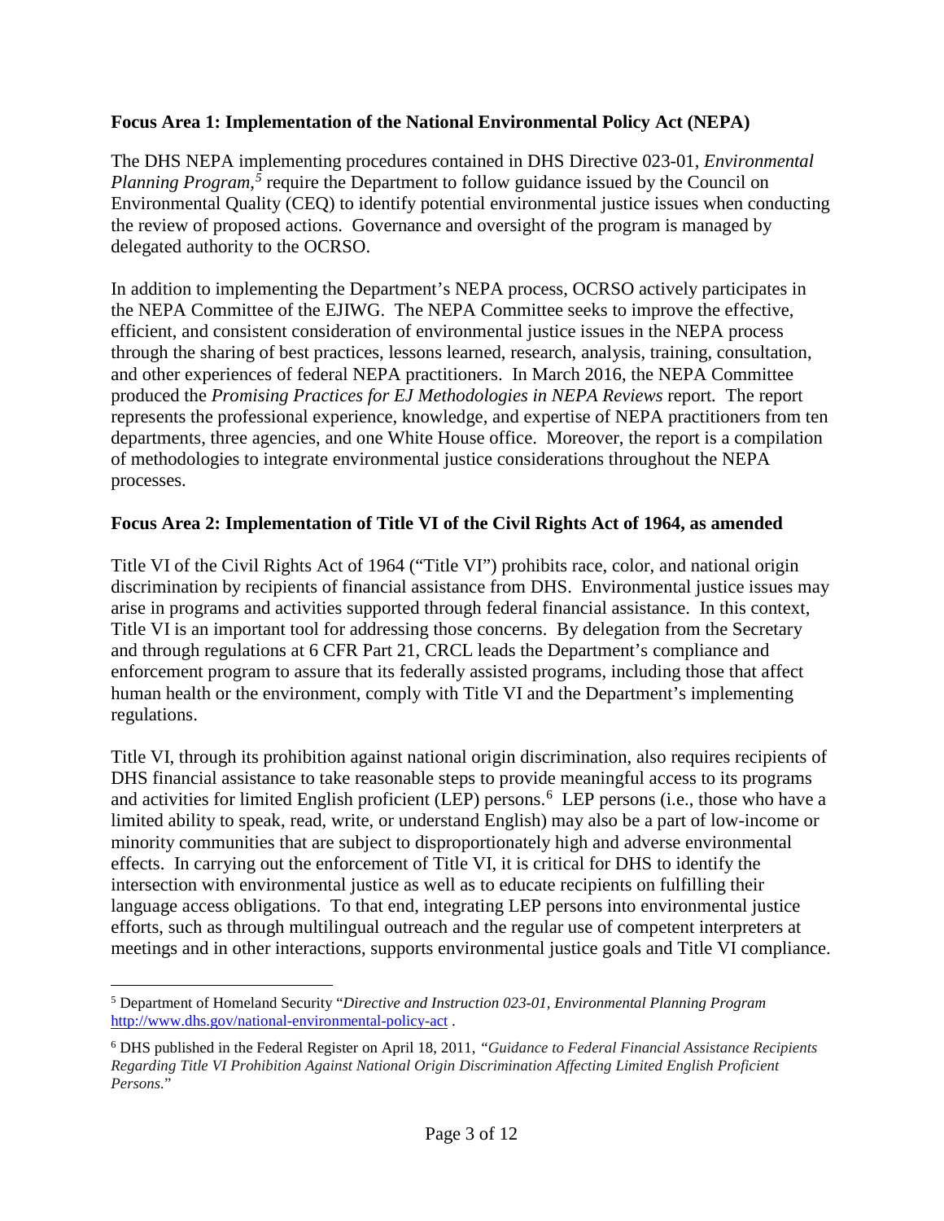**Focus Area 1: Implementation of the National Environmental Policy Act (NEPA)**

The DHS NEPA implementing procedures contained in DHS Directive 023-01, *Environmental Planning Program*,[5] require the Department to follow guidance issued by the Council on Environmental Quality (CEQ) to identify potential environmental justice issues when conducting the review of proposed actions. Governance and oversight of the program is managed by delegated authority to the OCRSO.

In addition to implementing the Department's NEPA process, OCRSO actively participates in the NEPA Committee of the EJIWG. The NEPA Committee seeks to improve the effective, efficient, and consistent consideration of environmental justice issues in the NEPA process through the sharing of best practices, lessons learned, research, analysis, training, consultation, and other experiences of federal NEPA practitioners. In March 2016, the NEPA Committee produced the *Promising Practices for EJ Methodologies in NEPA Reviews* report. The report represents the professional experience, knowledge, and expertise of NEPA practitioners from ten departments, three agencies, and one White House office. Moreover, the report is a compilation of methodologies to integrate environmental justice considerations throughout the NEPA processes.

**Focus Area 2: Implementation of Title VI of the Civil Rights Act of 1964, as amended**

Title VI of the Civil Rights Act of 1964 ("Title VI") prohibits race, color, and national origin discrimination by recipients of financial assistance from DHS. Environmental justice issues may arise in programs and activities supported through federal financial assistance. In this context, Title VI is an important tool for addressing those concerns. By delegation from the Secretary and through regulations at 6 CFR Part 21, CRCL leads the Department's compliance and enforcement program to assure that its federally assisted programs, including those that affect human health or the environment, comply with Title VI and the Department's implementing regulations.

Title VI, through its prohibition against national origin discrimination, also requires recipients of DHS financial assistance to take reasonable steps to provide meaningful access to its programs and activities for limited English proficient (LEP) persons.[6] LEP persons (i.e., those who have a limited ability to speak, read, write, or understand English) may also be a part of low-income or minority communities that are subject to disproportionately high and adverse environmental effects. In carrying out the enforcement of Title VI, it is critical for DHS to identify the intersection with environmental justice as well as to educate recipients on fulfilling their language access obligations. To that end, integrating LEP persons into environmental justice efforts, such as through multilingual outreach and the regular use of competent interpreters at meetings and in other interactions, supports environmental justice goals and Title VI compliance.

---

[5] Department of Homeland Security "*Directive and Instruction 023-01, Environmental Planning Program* http://www.dhs.gov/national-environmental-policy-act .

[6] DHS published in the Federal Register on April 18, 2011, *"Guidance to Federal Financial Assistance Recipients Regarding Title VI Prohibition Against National Origin Discrimination Affecting Limited English Proficient Persons.*"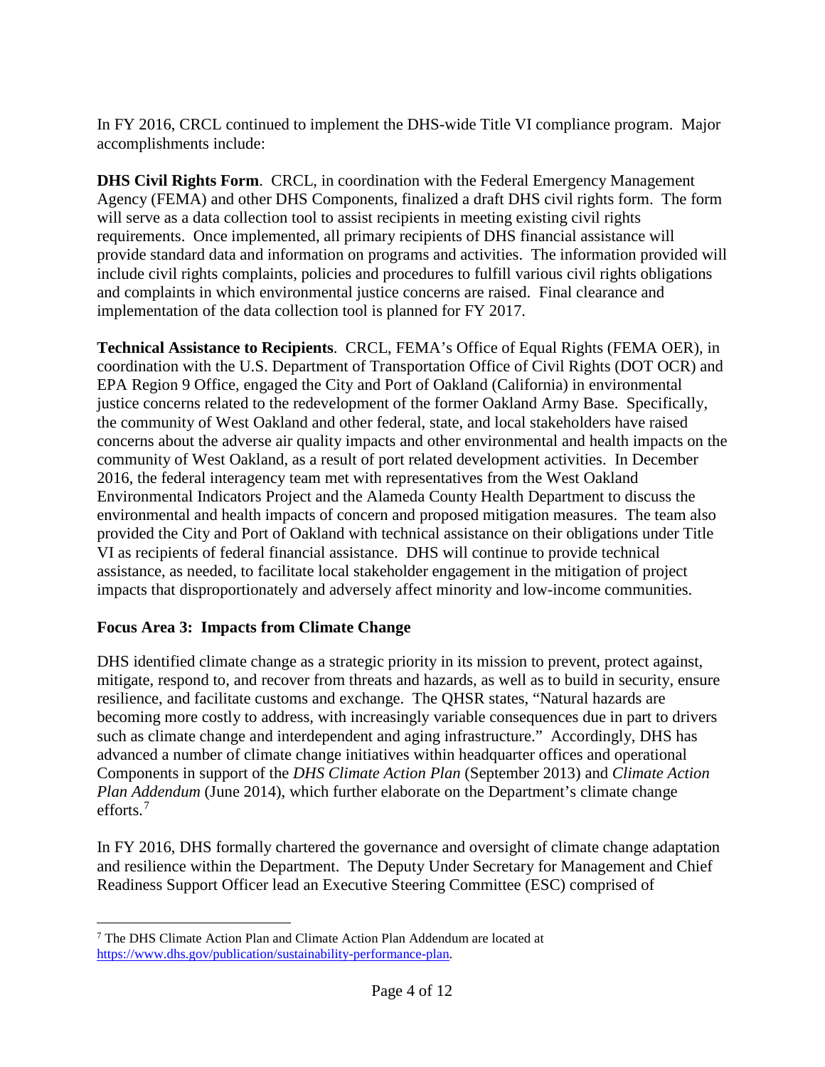In FY 2016, CRCL continued to implement the DHS-wide Title VI compliance program. Major accomplishments include:

**DHS Civil Rights Form**. CRCL, in coordination with the Federal Emergency Management Agency (FEMA) and other DHS Components, finalized a draft DHS civil rights form. The form will serve as a data collection tool to assist recipients in meeting existing civil rights requirements. Once implemented, all primary recipients of DHS financial assistance will provide standard data and information on programs and activities. The information provided will include civil rights complaints, policies and procedures to fulfill various civil rights obligations and complaints in which environmental justice concerns are raised. Final clearance and implementation of the data collection tool is planned for FY 2017.

**Technical Assistance to Recipients**. CRCL, FEMA's Office of Equal Rights (FEMA OER), in coordination with the U.S. Department of Transportation Office of Civil Rights (DOT OCR) and EPA Region 9 Office, engaged the City and Port of Oakland (California) in environmental justice concerns related to the redevelopment of the former Oakland Army Base. Specifically, the community of West Oakland and other federal, state, and local stakeholders have raised concerns about the adverse air quality impacts and other environmental and health impacts on the community of West Oakland, as a result of port related development activities. In December 2016, the federal interagency team met with representatives from the West Oakland Environmental Indicators Project and the Alameda County Health Department to discuss the environmental and health impacts of concern and proposed mitigation measures. The team also provided the City and Port of Oakland with technical assistance on their obligations under Title VI as recipients of federal financial assistance. DHS will continue to provide technical assistance, as needed, to facilitate local stakeholder engagement in the mitigation of project impacts that disproportionately and adversely affect minority and low-income communities.

### Focus Area 3: Impacts from Climate Change

DHS identified climate change as a strategic priority in its mission to prevent, protect against, mitigate, respond to, and recover from threats and hazards, as well as to build in security, ensure resilience, and facilitate customs and exchange. The QHSR states, "Natural hazards are becoming more costly to address, with increasingly variable consequences due in part to drivers such as climate change and interdependent and aging infrastructure." Accordingly, DHS has advanced a number of climate change initiatives within headquarter offices and operational Components in support of the *DHS Climate Action Plan* (September 2013) and *Climate Action Plan Addendum* (June 2014), which further elaborate on the Department's climate change efforts.[7]

In FY 2016, DHS formally chartered the governance and oversight of climate change adaptation and resilience within the Department. The Deputy Under Secretary for Management and Chief Readiness Support Officer lead an Executive Steering Committee (ESC) comprised of

---

[7] The DHS Climate Action Plan and Climate Action Plan Addendum are located at https://www.dhs.gov/publication/sustainability-performance-plan.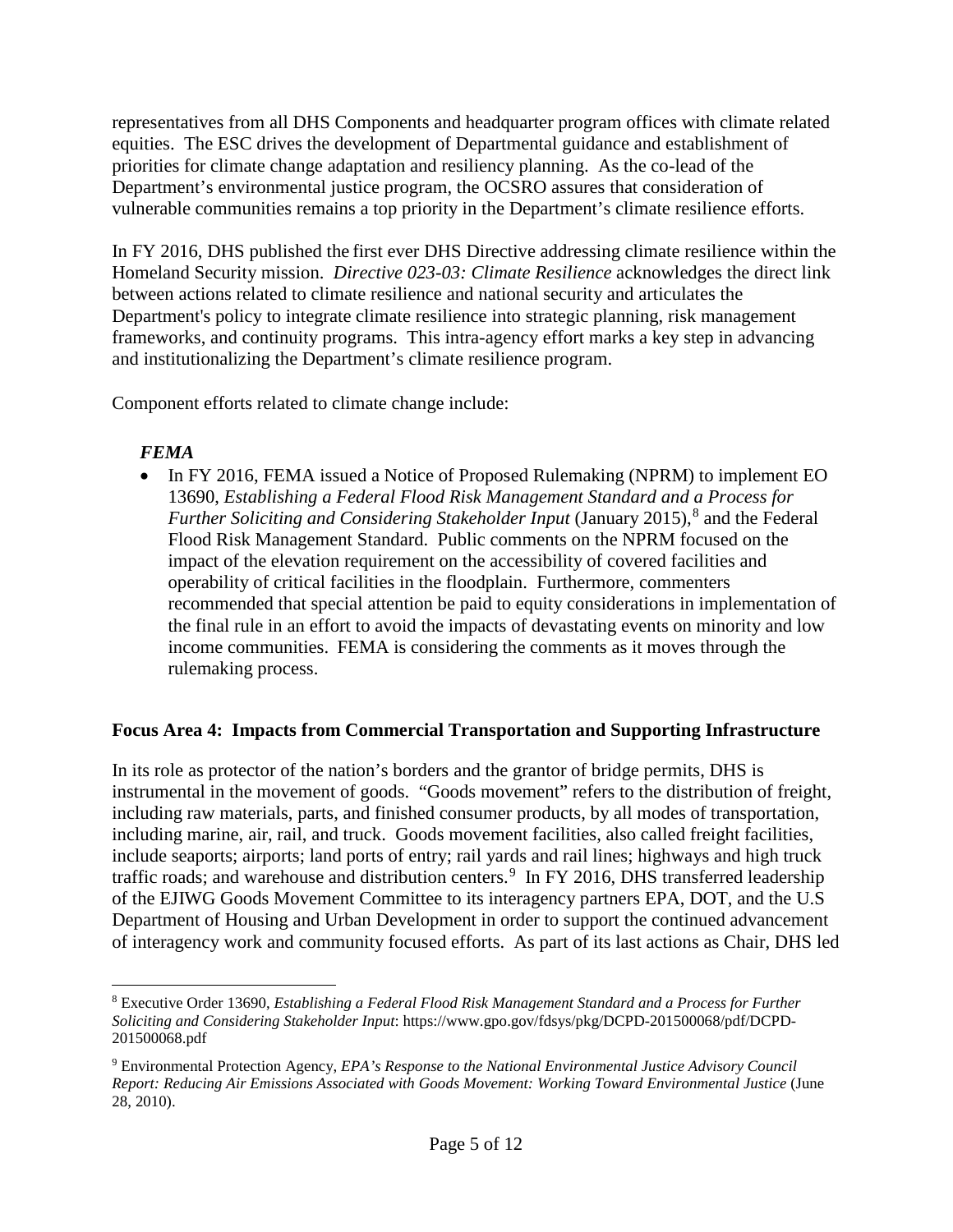representatives from all DHS Components and headquarter program offices with climate related equities. The ESC drives the development of Departmental guidance and establishment of priorities for climate change adaptation and resiliency planning. As the co-lead of the Department's environmental justice program, the OCSRO assures that consideration of vulnerable communities remains a top priority in the Department's climate resilience efforts.

In FY 2016, DHS published the first ever DHS Directive addressing climate resilience within the Homeland Security mission. *Directive 023-03: Climate Resilience* acknowledges the direct link between actions related to climate resilience and national security and articulates the Department's policy to integrate climate resilience into strategic planning, risk management frameworks, and continuity programs. This intra-agency effort marks a key step in advancing and institutionalizing the Department's climate resilience program.

Component efforts related to climate change include:

***FEMA***

- In FY 2016, FEMA issued a Notice of Proposed Rulemaking (NPRM) to implement EO 13690, *Establishing a Federal Flood Risk Management Standard and a Process for Further Soliciting and Considering Stakeholder Input* (January 2015),[8] and the Federal Flood Risk Management Standard. Public comments on the NPRM focused on the impact of the elevation requirement on the accessibility of covered facilities and operability of critical facilities in the floodplain. Furthermore, commenters recommended that special attention be paid to equity considerations in implementation of the final rule in an effort to avoid the impacts of devastating events on minority and low income communities. FEMA is considering the comments as it moves through the rulemaking process.

**Focus Area 4: Impacts from Commercial Transportation and Supporting Infrastructure**

In its role as protector of the nation's borders and the grantor of bridge permits, DHS is instrumental in the movement of goods. "Goods movement" refers to the distribution of freight, including raw materials, parts, and finished consumer products, by all modes of transportation, including marine, air, rail, and truck. Goods movement facilities, also called freight facilities, include seaports; airports; land ports of entry; rail yards and rail lines; highways and high truck traffic roads; and warehouse and distribution centers.[9] In FY 2016, DHS transferred leadership of the EJIWG Goods Movement Committee to its interagency partners EPA, DOT, and the U.S Department of Housing and Urban Development in order to support the continued advancement of interagency work and community focused efforts. As part of its last actions as Chair, DHS led

---

[8] Executive Order 13690, *Establishing a Federal Flood Risk Management Standard and a Process for Further Soliciting and Considering Stakeholder Input*: https://www.gpo.gov/fdsys/pkg/DCPD-201500068/pdf/DCPD-201500068.pdf

[9] Environmental Protection Agency, *EPA's Response to the National Environmental Justice Advisory Council Report: Reducing Air Emissions Associated with Goods Movement: Working Toward Environmental Justice* (June 28, 2010).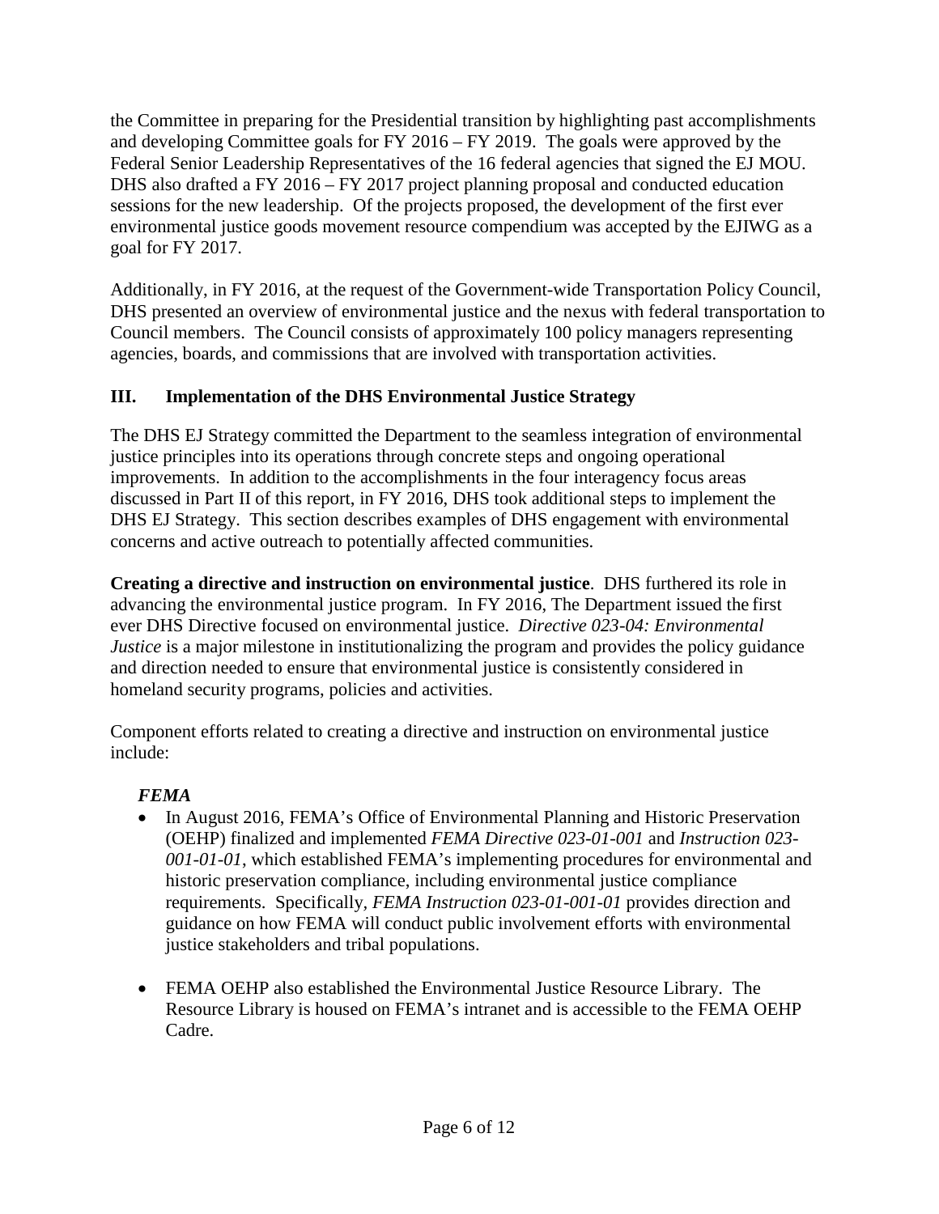the Committee in preparing for the Presidential transition by highlighting past accomplishments and developing Committee goals for FY 2016 – FY 2019. The goals were approved by the Federal Senior Leadership Representatives of the 16 federal agencies that signed the EJ MOU. DHS also drafted a FY 2016 – FY 2017 project planning proposal and conducted education sessions for the new leadership. Of the projects proposed, the development of the first ever environmental justice goods movement resource compendium was accepted by the EJIWG as a goal for FY 2017.

Additionally, in FY 2016, at the request of the Government-wide Transportation Policy Council, DHS presented an overview of environmental justice and the nexus with federal transportation to Council members. The Council consists of approximately 100 policy managers representing agencies, boards, and commissions that are involved with transportation activities.

## III. Implementation of the DHS Environmental Justice Strategy

The DHS EJ Strategy committed the Department to the seamless integration of environmental justice principles into its operations through concrete steps and ongoing operational improvements. In addition to the accomplishments in the four interagency focus areas discussed in Part II of this report, in FY 2016, DHS took additional steps to implement the DHS EJ Strategy. This section describes examples of DHS engagement with environmental concerns and active outreach to potentially affected communities.

**Creating a directive and instruction on environmental justice**. DHS furthered its role in advancing the environmental justice program. In FY 2016, The Department issued the first ever DHS Directive focused on environmental justice. *Directive 023-04: Environmental Justice* is a major milestone in institutionalizing the program and provides the policy guidance and direction needed to ensure that environmental justice is consistently considered in homeland security programs, policies and activities.

Component efforts related to creating a directive and instruction on environmental justice include:

***FEMA***

- In August 2016, FEMA's Office of Environmental Planning and Historic Preservation (OEHP) finalized and implemented *FEMA Directive 023-01-001* and *Instruction 023-001-01-01*, which established FEMA's implementing procedures for environmental and historic preservation compliance, including environmental justice compliance requirements. Specifically, *FEMA Instruction 023-01-001-01* provides direction and guidance on how FEMA will conduct public involvement efforts with environmental justice stakeholders and tribal populations.

- FEMA OEHP also established the Environmental Justice Resource Library. The Resource Library is housed on FEMA's intranet and is accessible to the FEMA OEHP Cadre.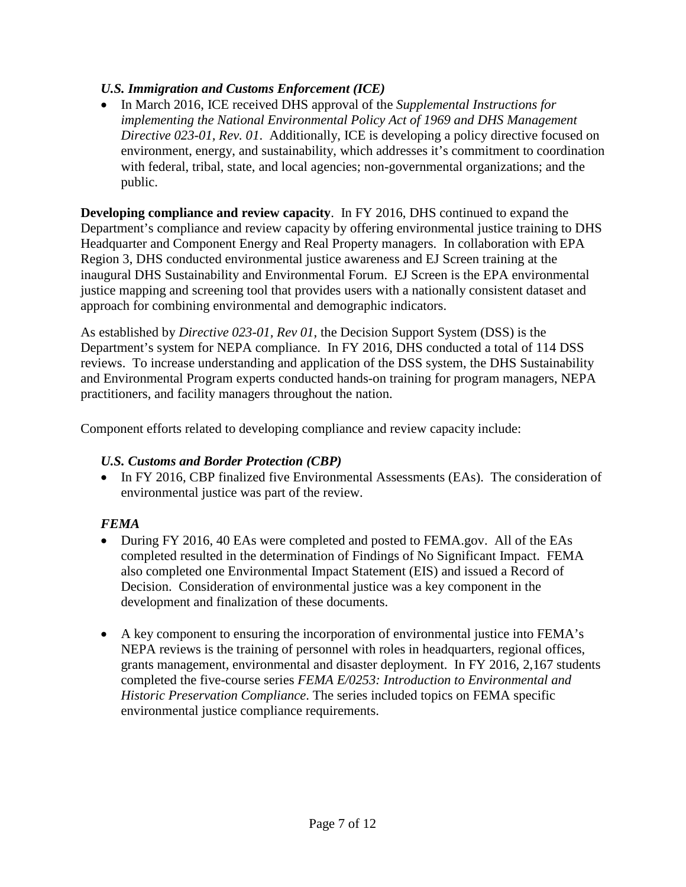### *U.S. Immigration and Customs Enforcement (ICE)*

- In March 2016, ICE received DHS approval of the *Supplemental Instructions for implementing the National Environmental Policy Act of 1969 and DHS Management Directive 023-01, Rev. 01*. Additionally, ICE is developing a policy directive focused on environment, energy, and sustainability, which addresses it's commitment to coordination with federal, tribal, state, and local agencies; non-governmental organizations; and the public.

**Developing compliance and review capacity**. In FY 2016, DHS continued to expand the Department's compliance and review capacity by offering environmental justice training to DHS Headquarter and Component Energy and Real Property managers. In collaboration with EPA Region 3, DHS conducted environmental justice awareness and EJ Screen training at the inaugural DHS Sustainability and Environmental Forum. EJ Screen is the EPA environmental justice mapping and screening tool that provides users with a nationally consistent dataset and approach for combining environmental and demographic indicators.

As established by *Directive 023-01, Rev 01*, the Decision Support System (DSS) is the Department's system for NEPA compliance. In FY 2016, DHS conducted a total of 114 DSS reviews. To increase understanding and application of the DSS system, the DHS Sustainability and Environmental Program experts conducted hands-on training for program managers, NEPA practitioners, and facility managers throughout the nation.

Component efforts related to developing compliance and review capacity include:

### *U.S. Customs and Border Protection (CBP)*

- In FY 2016, CBP finalized five Environmental Assessments (EAs). The consideration of environmental justice was part of the review.

### *FEMA*

- During FY 2016, 40 EAs were completed and posted to FEMA.gov. All of the EAs completed resulted in the determination of Findings of No Significant Impact. FEMA also completed one Environmental Impact Statement (EIS) and issued a Record of Decision. Consideration of environmental justice was a key component in the development and finalization of these documents.

- A key component to ensuring the incorporation of environmental justice into FEMA's NEPA reviews is the training of personnel with roles in headquarters, regional offices, grants management, environmental and disaster deployment. In FY 2016, 2,167 students completed the five-course series *FEMA E/0253: Introduction to Environmental and Historic Preservation Compliance*. The series included topics on FEMA specific environmental justice compliance requirements.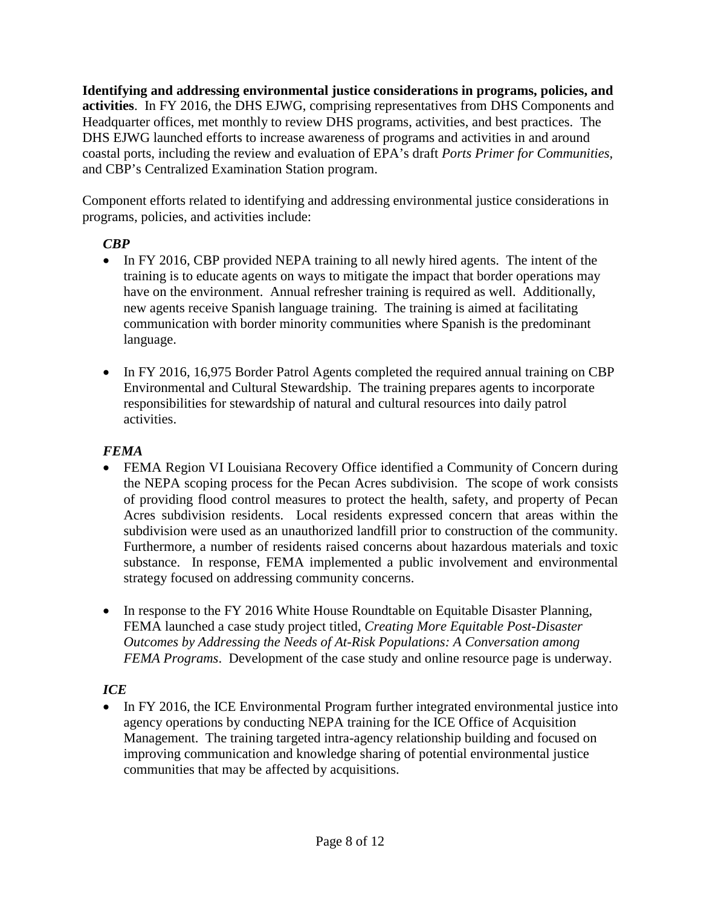**Identifying and addressing environmental justice considerations in programs, policies, and activities**. In FY 2016, the DHS EJWG, comprising representatives from DHS Components and Headquarter offices, met monthly to review DHS programs, activities, and best practices. The DHS EJWG launched efforts to increase awareness of programs and activities in and around coastal ports, including the review and evaluation of EPA's draft *Ports Primer for Communities,* and CBP's Centralized Examination Station program.

Component efforts related to identifying and addressing environmental justice considerations in programs, policies, and activities include:

***CBP***

- In FY 2016, CBP provided NEPA training to all newly hired agents. The intent of the training is to educate agents on ways to mitigate the impact that border operations may have on the environment. Annual refresher training is required as well. Additionally, new agents receive Spanish language training. The training is aimed at facilitating communication with border minority communities where Spanish is the predominant language.

- In FY 2016, 16,975 Border Patrol Agents completed the required annual training on CBP Environmental and Cultural Stewardship. The training prepares agents to incorporate responsibilities for stewardship of natural and cultural resources into daily patrol activities.

***FEMA***

- FEMA Region VI Louisiana Recovery Office identified a Community of Concern during the NEPA scoping process for the Pecan Acres subdivision. The scope of work consists of providing flood control measures to protect the health, safety, and property of Pecan Acres subdivision residents. Local residents expressed concern that areas within the subdivision were used as an unauthorized landfill prior to construction of the community. Furthermore, a number of residents raised concerns about hazardous materials and toxic substance. In response, FEMA implemented a public involvement and environmental strategy focused on addressing community concerns.

- In response to the FY 2016 White House Roundtable on Equitable Disaster Planning, FEMA launched a case study project titled, *Creating More Equitable Post-Disaster Outcomes by Addressing the Needs of At-Risk Populations: A Conversation among FEMA Programs*. Development of the case study and online resource page is underway.

***ICE***

- In FY 2016, the ICE Environmental Program further integrated environmental justice into agency operations by conducting NEPA training for the ICE Office of Acquisition Management. The training targeted intra-agency relationship building and focused on improving communication and knowledge sharing of potential environmental justice communities that may be affected by acquisitions.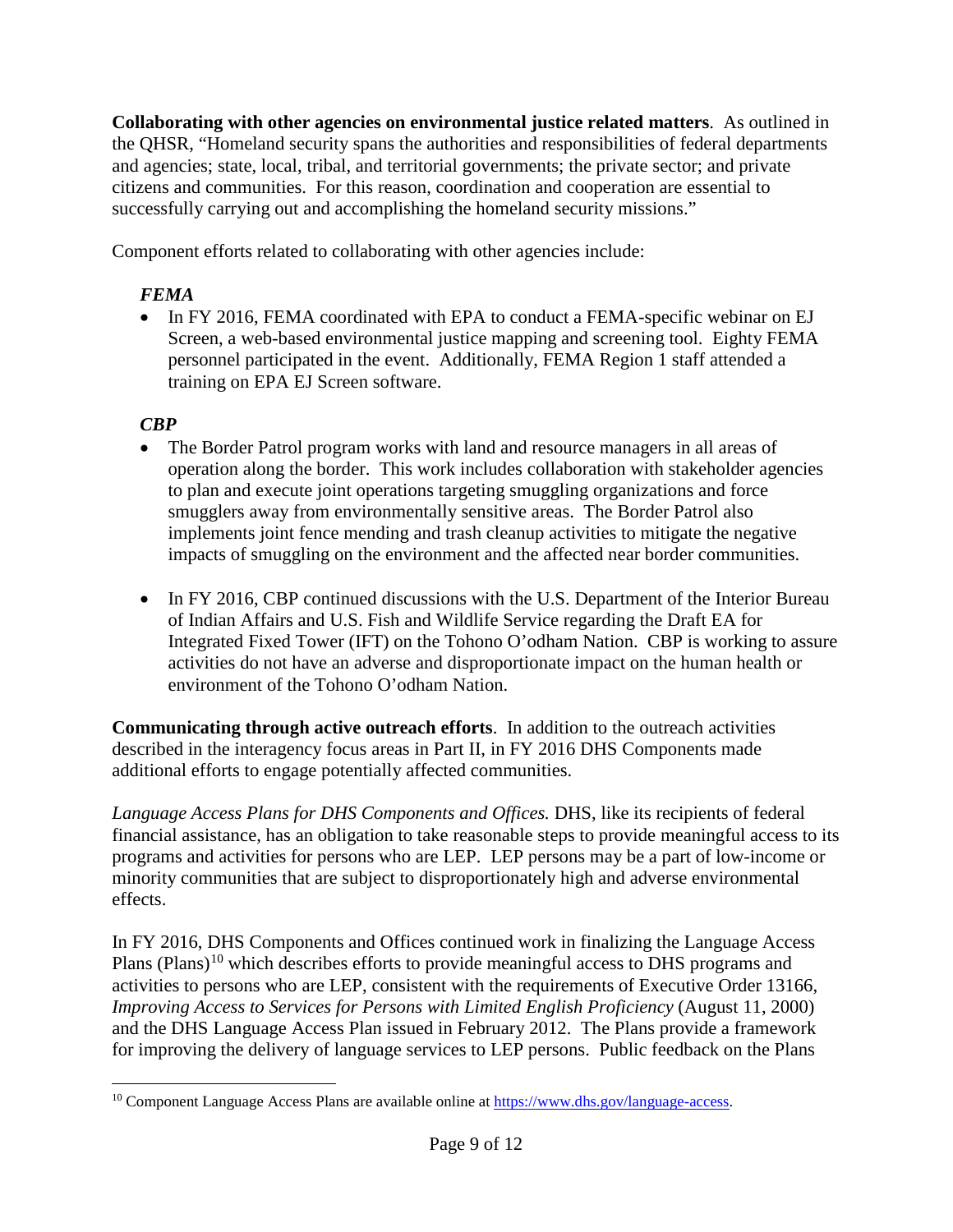**Collaborating with other agencies on environmental justice related matters**. As outlined in the QHSR, "Homeland security spans the authorities and responsibilities of federal departments and agencies; state, local, tribal, and territorial governments; the private sector; and private citizens and communities. For this reason, coordination and cooperation are essential to successfully carrying out and accomplishing the homeland security missions."

Component efforts related to collaborating with other agencies include:

***FEMA***

- In FY 2016, FEMA coordinated with EPA to conduct a FEMA-specific webinar on EJ Screen, a web-based environmental justice mapping and screening tool. Eighty FEMA personnel participated in the event. Additionally, FEMA Region 1 staff attended a training on EPA EJ Screen software.

***CBP***

- The Border Patrol program works with land and resource managers in all areas of operation along the border. This work includes collaboration with stakeholder agencies to plan and execute joint operations targeting smuggling organizations and force smugglers away from environmentally sensitive areas. The Border Patrol also implements joint fence mending and trash cleanup activities to mitigate the negative impacts of smuggling on the environment and the affected near border communities.

- In FY 2016, CBP continued discussions with the U.S. Department of the Interior Bureau of Indian Affairs and U.S. Fish and Wildlife Service regarding the Draft EA for Integrated Fixed Tower (IFT) on the Tohono O'odham Nation. CBP is working to assure activities do not have an adverse and disproportionate impact on the human health or environment of the Tohono O'odham Nation.

**Communicating through active outreach efforts**. In addition to the outreach activities described in the interagency focus areas in Part II, in FY 2016 DHS Components made additional efforts to engage potentially affected communities.

*Language Access Plans for DHS Components and Offices.* DHS, like its recipients of federal financial assistance, has an obligation to take reasonable steps to provide meaningful access to its programs and activities for persons who are LEP. LEP persons may be a part of low-income or minority communities that are subject to disproportionately high and adverse environmental effects.

In FY 2016, DHS Components and Offices continued work in finalizing the Language Access Plans (Plans)[10] which describes efforts to provide meaningful access to DHS programs and activities to persons who are LEP, consistent with the requirements of Executive Order 13166, *Improving Access to Services for Persons with Limited English Proficiency* (August 11, 2000) and the DHS Language Access Plan issued in February 2012. The Plans provide a framework for improving the delivery of language services to LEP persons. Public feedback on the Plans

[10] Component Language Access Plans are available online at https://www.dhs.gov/language-access.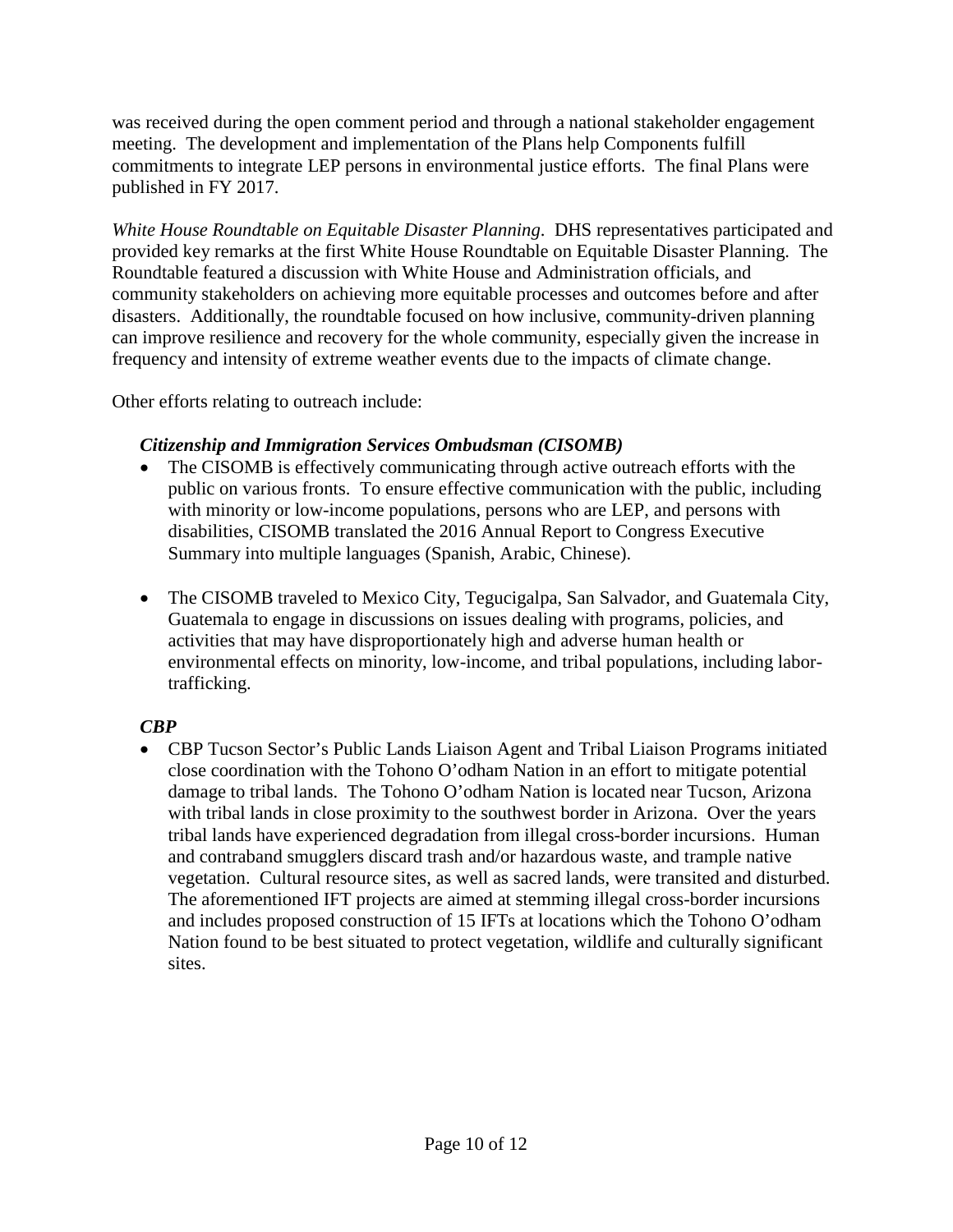was received during the open comment period and through a national stakeholder engagement meeting. The development and implementation of the Plans help Components fulfill commitments to integrate LEP persons in environmental justice efforts. The final Plans were published in FY 2017.

*White House Roundtable on Equitable Disaster Planning*. DHS representatives participated and provided key remarks at the first White House Roundtable on Equitable Disaster Planning. The Roundtable featured a discussion with White House and Administration officials, and community stakeholders on achieving more equitable processes and outcomes before and after disasters. Additionally, the roundtable focused on how inclusive, community-driven planning can improve resilience and recovery for the whole community, especially given the increase in frequency and intensity of extreme weather events due to the impacts of climate change.

Other efforts relating to outreach include:

***Citizenship and Immigration Services Ombudsman (CISOMB)***

- The CISOMB is effectively communicating through active outreach efforts with the public on various fronts. To ensure effective communication with the public, including with minority or low-income populations, persons who are LEP, and persons with disabilities, CISOMB translated the 2016 Annual Report to Congress Executive Summary into multiple languages (Spanish, Arabic, Chinese).

- The CISOMB traveled to Mexico City, Tegucigalpa, San Salvador, and Guatemala City, Guatemala to engage in discussions on issues dealing with programs, policies, and activities that may have disproportionately high and adverse human health or environmental effects on minority, low-income, and tribal populations, including labor-trafficking.

***CBP***

- CBP Tucson Sector's Public Lands Liaison Agent and Tribal Liaison Programs initiated close coordination with the Tohono O'odham Nation in an effort to mitigate potential damage to tribal lands. The Tohono O'odham Nation is located near Tucson, Arizona with tribal lands in close proximity to the southwest border in Arizona. Over the years tribal lands have experienced degradation from illegal cross-border incursions. Human and contraband smugglers discard trash and/or hazardous waste, and trample native vegetation. Cultural resource sites, as well as sacred lands, were transited and disturbed. The aforementioned IFT projects are aimed at stemming illegal cross-border incursions and includes proposed construction of 15 IFTs at locations which the Tohono O'odham Nation found to be best situated to protect vegetation, wildlife and culturally significant sites.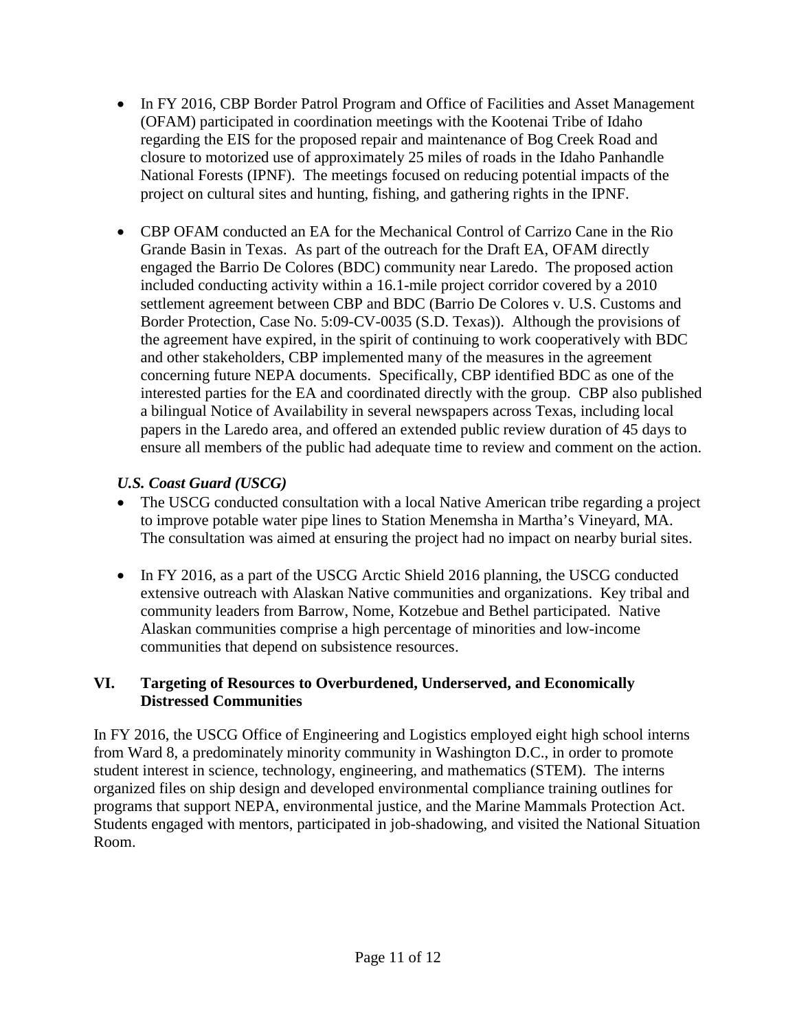- In FY 2016, CBP Border Patrol Program and Office of Facilities and Asset Management (OFAM) participated in coordination meetings with the Kootenai Tribe of Idaho regarding the EIS for the proposed repair and maintenance of Bog Creek Road and closure to motorized use of approximately 25 miles of roads in the Idaho Panhandle National Forests (IPNF). The meetings focused on reducing potential impacts of the project on cultural sites and hunting, fishing, and gathering rights in the IPNF.

- CBP OFAM conducted an EA for the Mechanical Control of Carrizo Cane in the Rio Grande Basin in Texas. As part of the outreach for the Draft EA, OFAM directly engaged the Barrio De Colores (BDC) community near Laredo. The proposed action included conducting activity within a 16.1-mile project corridor covered by a 2010 settlement agreement between CBP and BDC (Barrio De Colores v. U.S. Customs and Border Protection, Case No. 5:09-CV-0035 (S.D. Texas)). Although the provisions of the agreement have expired, in the spirit of continuing to work cooperatively with BDC and other stakeholders, CBP implemented many of the measures in the agreement concerning future NEPA documents. Specifically, CBP identified BDC as one of the interested parties for the EA and coordinated directly with the group. CBP also published a bilingual Notice of Availability in several newspapers across Texas, including local papers in the Laredo area, and offered an extended public review duration of 45 days to ensure all members of the public had adequate time to review and comment on the action.

### *U.S. Coast Guard (USCG)*

- The USCG conducted consultation with a local Native American tribe regarding a project to improve potable water pipe lines to Station Menemsha in Martha's Vineyard, MA. The consultation was aimed at ensuring the project had no impact on nearby burial sites.

- In FY 2016, as a part of the USCG Arctic Shield 2016 planning, the USCG conducted extensive outreach with Alaskan Native communities and organizations. Key tribal and community leaders from Barrow, Nome, Kotzebue and Bethel participated. Native Alaskan communities comprise a high percentage of minorities and low-income communities that depend on subsistence resources.

## VI. Targeting of Resources to Overburdened, Underserved, and Economically Distressed Communities

In FY 2016, the USCG Office of Engineering and Logistics employed eight high school interns from Ward 8, a predominately minority community in Washington D.C., in order to promote student interest in science, technology, engineering, and mathematics (STEM). The interns organized files on ship design and developed environmental compliance training outlines for programs that support NEPA, environmental justice, and the Marine Mammals Protection Act. Students engaged with mentors, participated in job-shadowing, and visited the National Situation Room.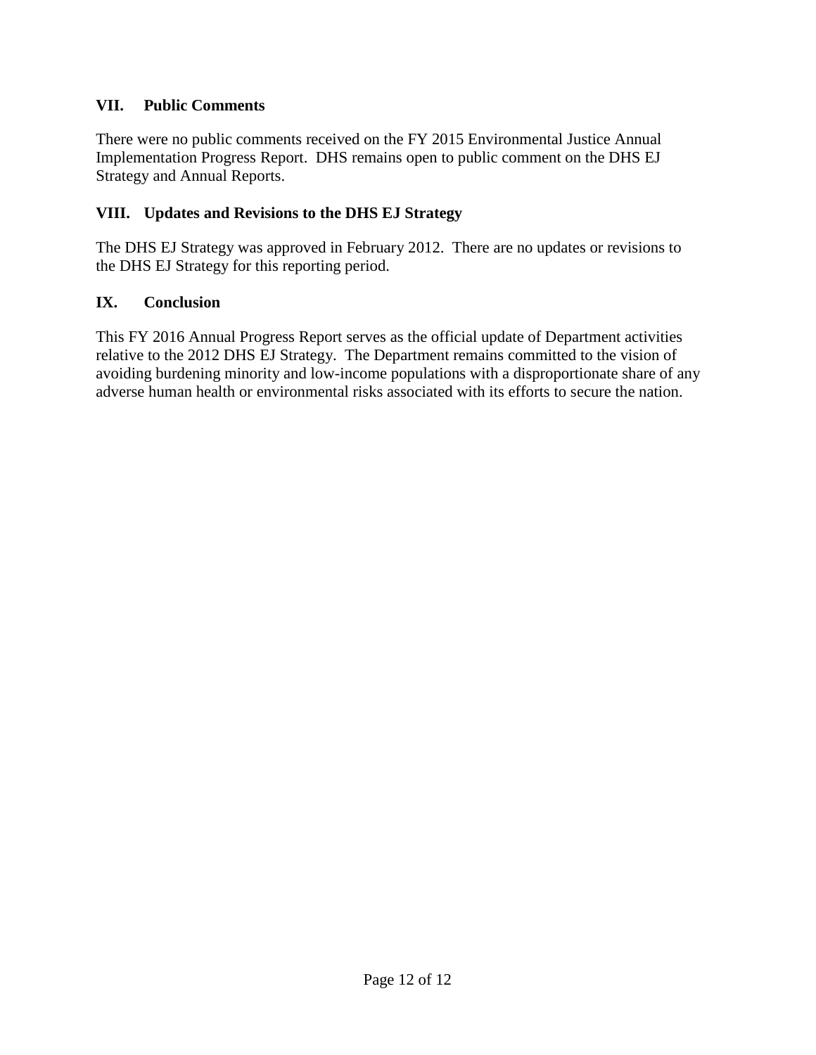## VII. Public Comments

There were no public comments received on the FY 2015 Environmental Justice Annual Implementation Progress Report. DHS remains open to public comment on the DHS EJ Strategy and Annual Reports.

## VIII. Updates and Revisions to the DHS EJ Strategy

The DHS EJ Strategy was approved in February 2012. There are no updates or revisions to the DHS EJ Strategy for this reporting period.

## IX. Conclusion

This FY 2016 Annual Progress Report serves as the official update of Department activities relative to the 2012 DHS EJ Strategy. The Department remains committed to the vision of avoiding burdening minority and low-income populations with a disproportionate share of any adverse human health or environmental risks associated with its efforts to secure the nation.